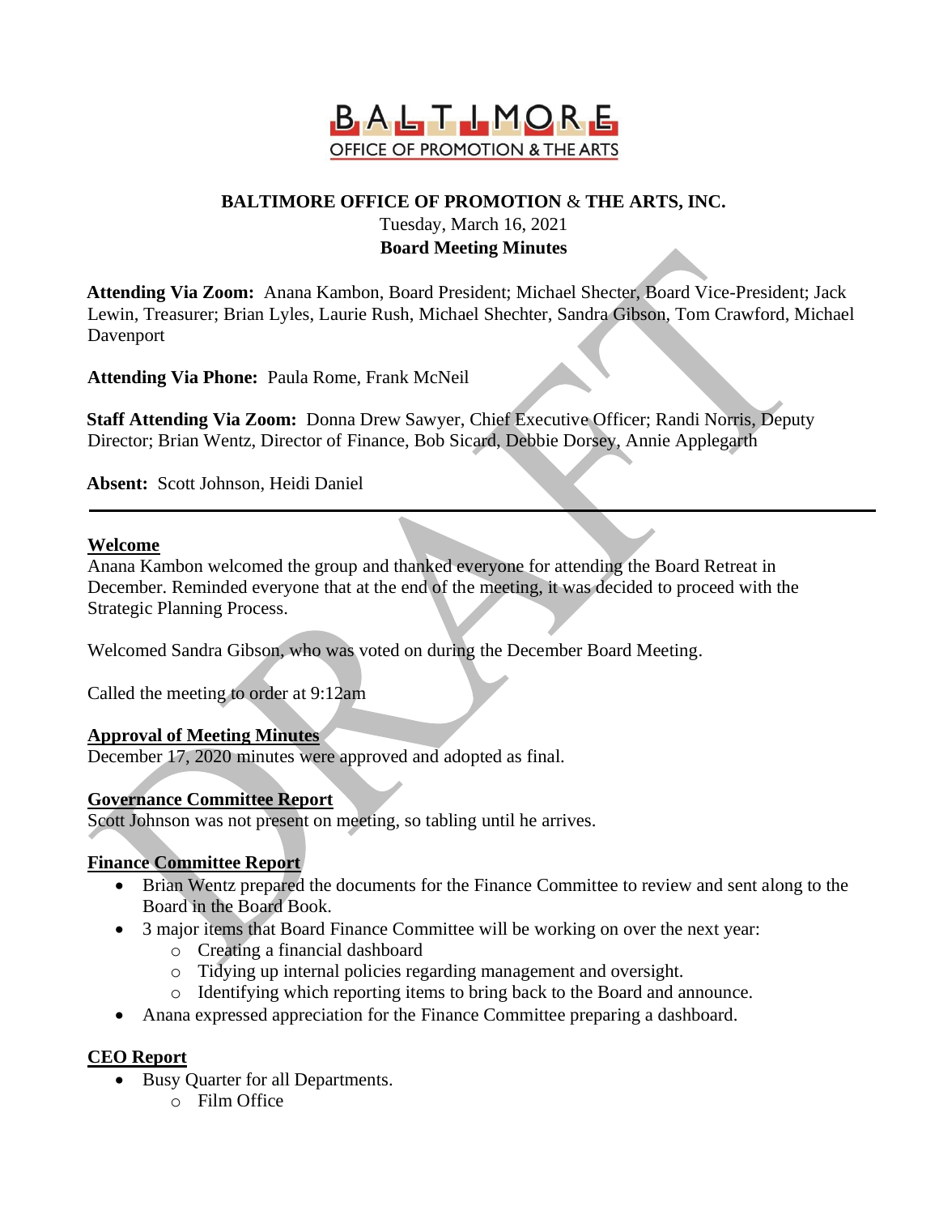BALTIMORE

OFFICE OF PROMOTION & THE ARTS

**BALTIMORE OFFICE OF PROMOTION & THE ARTS, INC.**

Tuesday, March 16, 2021

**Board Meeting Minutes**

**Attending Via Zoom:** Anana Kambon, Board President; Michael Shecter, Board Vice-President; Jack Lewin, Treasurer; Brian Lyles, Laurie Rush, Michael Shechter, Sandra Gibson, Tom Crawford, Michael Davenport

**Attending Via Phone:** Paula Rome, Frank McNeil

**Staff Attending Via Zoom:** Donna Drew Sawyer, Chief Executive Officer; Randi Norris, Deputy Director; Brian Wentz, Director of Finance, Bob Sicard, Debbie Dorsey, Annie Applegarth

**Absent:** Scott Johnson, Heidi Daniel

---

**Welcome**

Anana Kambon welcomed the group and thanked everyone for attending the Board Retreat in December. Reminded everyone that at the end of the meeting, it was decided to proceed with the Strategic Planning Process.

Welcomed Sandra Gibson, who was voted on during the December Board Meeting.

Called the meeting to order at 9:12am

**Approval of Meeting Minutes**

December 17, 2020 minutes were approved and adopted as final.

**Governance Committee Report**

Scott Johnson was not present on meeting, so tabling until he arrives.

**Finance Committee Report**

- Brian Wentz prepared the documents for the Finance Committee to review and sent along to the Board in the Board Book.
- 3 major items that Board Finance Committee will be working on over the next year:
  - Creating a financial dashboard
  - Tidying up internal policies regarding management and oversight.
  - Identifying which reporting items to bring back to the Board and announce.
- Anana expressed appreciation for the Finance Committee preparing a dashboard.

**CEO Report**

- Busy Quarter for all Departments.
  - Film Office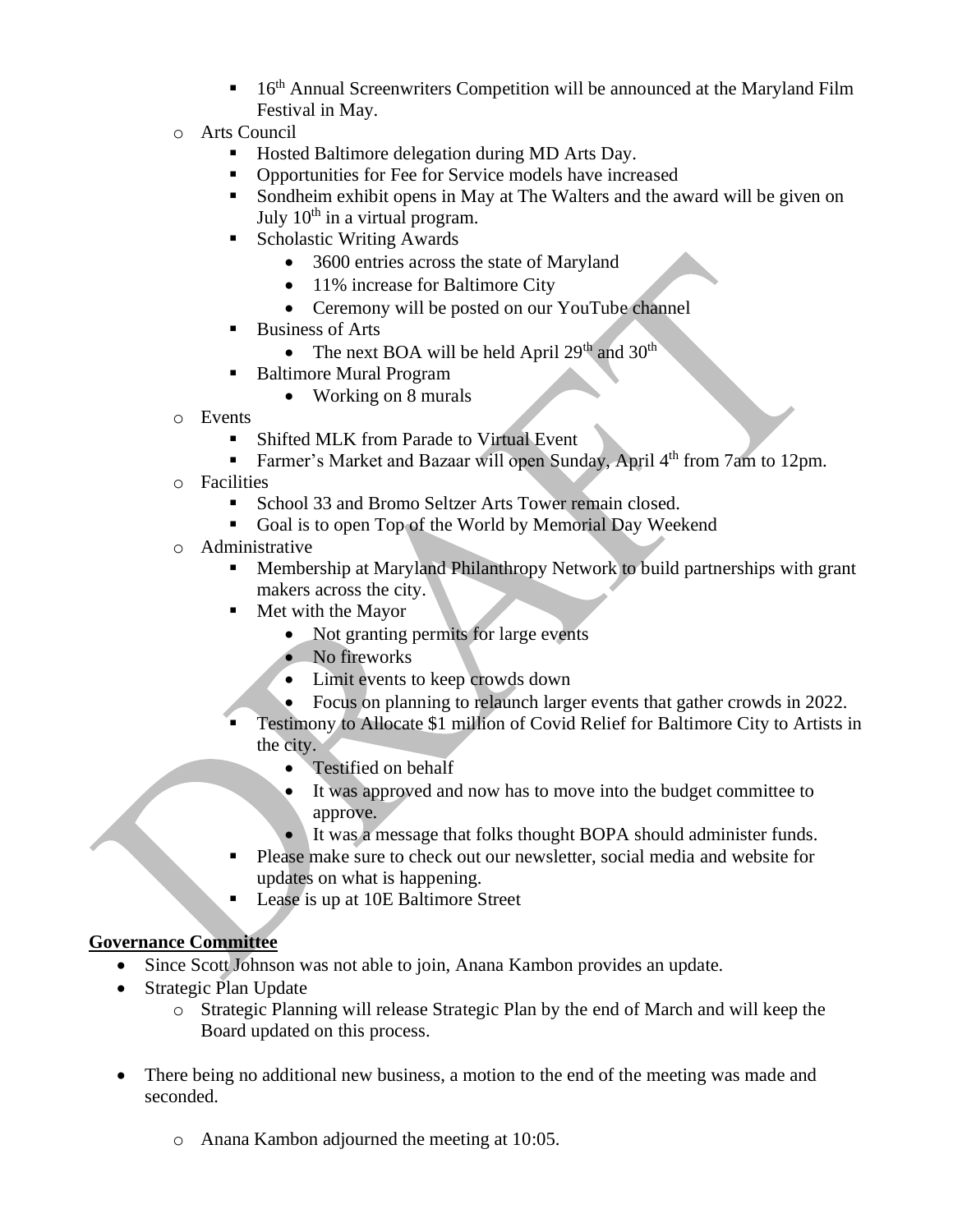- 16th Annual Screenwriters Competition will be announced at the Maryland Film Festival in May.
- Arts Council
  - Hosted Baltimore delegation during MD Arts Day.
  - Opportunities for Fee for Service models have increased
  - Sondheim exhibit opens in May at The Walters and the award will be given on July 10th in a virtual program.
  - Scholastic Writing Awards
    - 3600 entries across the state of Maryland
    - 11% increase for Baltimore City
    - Ceremony will be posted on our YouTube channel
  - Business of Arts
    - The next BOA will be held April 29th and 30th
  - Baltimore Mural Program
    - Working on 8 murals
- Events
  - Shifted MLK from Parade to Virtual Event
  - Farmer's Market and Bazaar will open Sunday, April 4th from 7am to 12pm.
- Facilities
  - School 33 and Bromo Seltzer Arts Tower remain closed.
  - Goal is to open Top of the World by Memorial Day Weekend
- Administrative
  - Membership at Maryland Philanthropy Network to build partnerships with grant makers across the city.
  - Met with the Mayor
    - Not granting permits for large events
    - No fireworks
    - Limit events to keep crowds down
    - Focus on planning to relaunch larger events that gather crowds in 2022.
  - Testimony to Allocate $1 million of Covid Relief for Baltimore City to Artists in the city.
    - Testified on behalf
    - It was approved and now has to move into the budget committee to approve.
    - It was a message that folks thought BOPA should administer funds.
  - Please make sure to check out our newsletter, social media and website for updates on what is happening.
  - Lease is up at 10E Baltimore Street

**Governance Committee**

- Since Scott Johnson was not able to join, Anana Kambon provides an update.
- Strategic Plan Update
  - Strategic Planning will release Strategic Plan by the end of March and will keep the Board updated on this process.

- There being no additional new business, a motion to the end of the meeting was made and seconded.
  - Anana Kambon adjourned the meeting at 10:05.